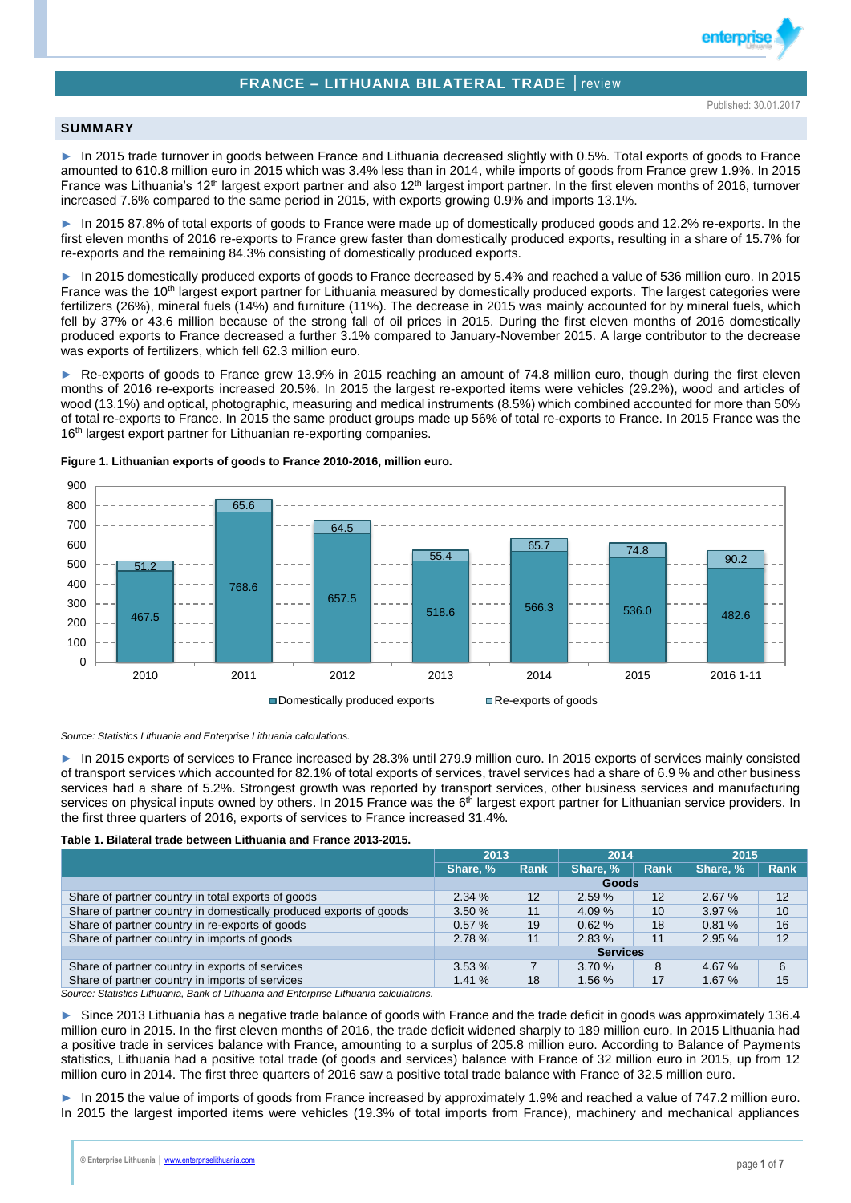# FRANCE – LITHUANIA BILATERAL TRADE | review

Published: 30.01.2017

## SUMMARY

► In 2015 trade turnover in goods between France and Lithuania decreased slightly with 0.5%. Total exports of goods to France amounted to 610.8 million euro in 2015 which was 3.4% less than in 2014, while imports of goods from France grew 1.9%. In 2015 France was Lithuania's 12th largest export partner and also 12th largest import partner. In the first eleven months of 2016, turnover increased 7.6% compared to the same period in 2015, with exports growing 0.9% and imports 13.1%.

► In 2015 87.8% of total exports of goods to France were made up of domestically produced goods and 12.2% re-exports. In the first eleven months of 2016 re-exports to France grew faster than domestically produced exports, resulting in a share of 15.7% for re-exports and the remaining 84.3% consisting of domestically produced exports.

► In 2015 domestically produced exports of goods to France decreased by 5.4% and reached a value of 536 million euro. In 2015 France was the 10th largest export partner for Lithuania measured by domestically produced exports. The largest categories were fertilizers (26%), mineral fuels (14%) and furniture (11%). The decrease in 2015 was mainly accounted for by mineral fuels, which fell by 37% or 43.6 million because of the strong fall of oil prices in 2015. During the first eleven months of 2016 domestically produced exports to France decreased a further 3.1% compared to January-November 2015. A large contributor to the decrease was exports of fertilizers, which fell 62.3 million euro.

► Re-exports of goods to France grew 13.9% in 2015 reaching an amount of 74.8 million euro, though during the first eleven months of 2016 re-exports increased 20.5%. In 2015 the largest re-exported items were vehicles (29.2%), wood and articles of wood (13.1%) and optical, photographic, measuring and medical instruments (8.5%) which combined accounted for more than 50% of total re-exports to France. In 2015 the same product groups made up 56% of total re-exports to France. In 2015 France was the 16th largest export partner for Lithuanian re-exporting companies.

**Figure 1. Lithuanian exports of goods to France 2010-2016, million euro.**

| | 2010 | 2011 | 2012 | 2013 | 2014 | 2015 | 2016 1-11 |
|---|---|---|---|---|---|---|---|
| Domestically produced exports | 467.5 | 768.6 | 657.5 | 518.6 | 566.3 | 536.0 | 482.6 |
| Re-exports of goods | 51.2 | 65.6 | 64.5 | 55.4 | 65.7 | 74.8 | 90.2 |

*Source: Statistics Lithuania and Enterprise Lithuania calculations.*

► In 2015 exports of services to France increased by 28.3% until 279.9 million euro. In 2015 exports of services mainly consisted of transport services which accounted for 82.1% of total exports of services, travel services had a share of 6.9 % and other business services had a share of 5.2%. Strongest growth was reported by transport services, other business services and manufacturing services on physical inputs owned by others. In 2015 France was the 6th largest export partner for Lithuanian service providers. In the first three quarters of 2016, exports of services to France increased 31.4%.

**Table 1. Bilateral trade between Lithuania and France 2013-2015.**

| | 2013 | | 2014 | | 2015 | |
|---|---|---|---|---|---|---|
| | Share, % | Rank | Share, % | Rank | Share, % | Rank |
| | | | **Goods** | | | |
| Share of partner country in total exports of goods | 2.34 % | 12 | 2.59 % | 12 | 2.67 % | 12 |
| Share of partner country in domestically produced exports of goods | 3.50 % | 11 | 4.09 % | 10 | 3.97 % | 10 |
| Share of partner country in re-exports of goods | 0.57 % | 19 | 0.62 % | 18 | 0.81 % | 16 |
| Share of partner country in imports of goods | 2.78 % | 11 | 2.83 % | 11 | 2.95 % | 12 |
| | | | **Services** | | | |
| Share of partner country in exports of services | 3.53 % | 7 | 3.70 % | 8 | 4.67 % | 6 |
| Share of partner country in imports of services | 1.41 % | 18 | 1.56 % | 17 | 1.67 % | 15 |

*Source: Statistics Lithuania, Bank of Lithuania and Enterprise Lithuania calculations.*

► Since 2013 Lithuania has a negative trade balance of goods with France and the trade deficit in goods was approximately 136.4 million euro in 2015. In the first eleven months of 2016, the trade deficit widened sharply to 189 million euro. In 2015 Lithuania had a positive trade in services balance with France, amounting to a surplus of 205.8 million euro. According to Balance of Payments statistics, Lithuania had a positive total trade (of goods and services) balance with France of 32 million euro in 2015, up from 12 million euro in 2014. The first three quarters of 2016 saw a positive total trade balance with France of 32.5 million euro.

► In 2015 the value of imports of goods from France increased by approximately 1.9% and reached a value of 747.2 million euro. In 2015 the largest imported items were vehicles (19.3% of total imports from France), machinery and mechanical appliances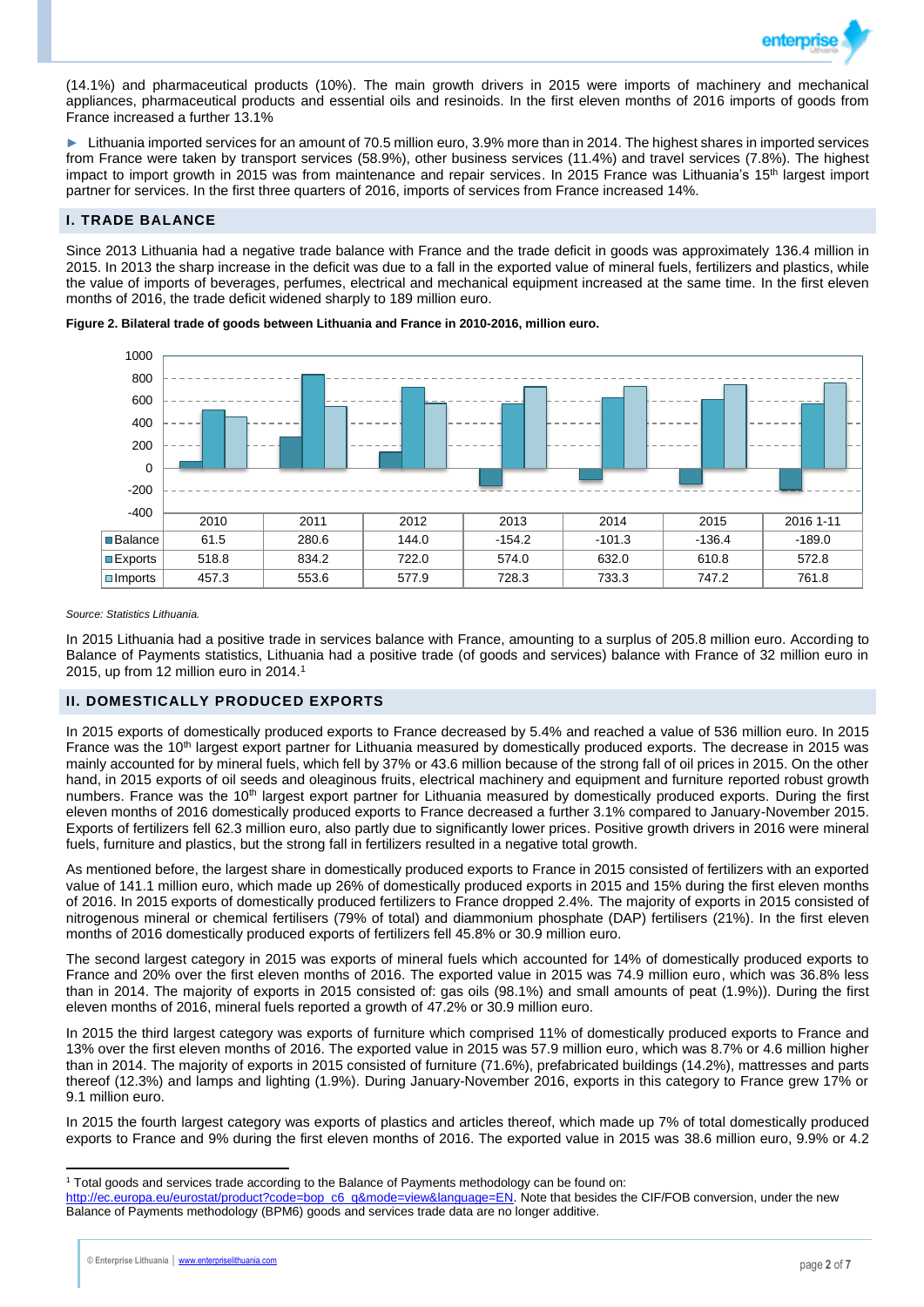(14.1%) and pharmaceutical products (10%). The main growth drivers in 2015 were imports of machinery and mechanical appliances, pharmaceutical products and essential oils and resinoids. In the first eleven months of 2016 imports of goods from France increased a further 13.1%

► Lithuania imported services for an amount of 70.5 million euro, 3.9% more than in 2014. The highest shares in imported services from France were taken by transport services (58.9%), other business services (11.4%) and travel services (7.8%). The highest impact to import growth in 2015 was from maintenance and repair services. In 2015 France was Lithuania's 15th largest import partner for services. In the first three quarters of 2016, imports of services from France increased 14%.

## I. TRADE BALANCE

Since 2013 Lithuania had a negative trade balance with France and the trade deficit in goods was approximately 136.4 million in 2015. In 2013 the sharp increase in the deficit was due to a fall in the exported value of mineral fuels, fertilizers and plastics, while the value of imports of beverages, perfumes, electrical and mechanical equipment increased at the same time. In the first eleven months of 2016, the trade deficit widened sharply to 189 million euro.

**Figure 2. Bilateral trade of goods between Lithuania and France in 2010-2016, million euro.**

| | 2010 | 2011 | 2012 | 2013 | 2014 | 2015 | 2016 1-11 |
|---|---|---|---|---|---|---|---|
| Balance | 61.5 | 280.6 | 144.0 | -154.2 | -101.3 | -136.4 | -189.0 |
| Exports | 518.8 | 834.2 | 722.0 | 574.0 | 632.0 | 610.8 | 572.8 |
| Imports | 457.3 | 553.6 | 577.9 | 728.3 | 733.3 | 747.2 | 761.8 |

*Source: Statistics Lithuania.*

In 2015 Lithuania had a positive trade in services balance with France, amounting to a surplus of 205.8 million euro. According to Balance of Payments statistics, Lithuania had a positive trade (of goods and services) balance with France of 32 million euro in 2015, up from 12 million euro in 2014.[1]

## II. DOMESTICALLY PRODUCED EXPORTS

In 2015 exports of domestically produced exports to France decreased by 5.4% and reached a value of 536 million euro. In 2015 France was the 10th largest export partner for Lithuania measured by domestically produced exports. The decrease in 2015 was mainly accounted for by mineral fuels, which fell by 37% or 43.6 million because of the strong fall of oil prices in 2015. On the other hand, in 2015 exports of oil seeds and oleaginous fruits, electrical machinery and equipment and furniture reported robust growth numbers. France was the 10th largest export partner for Lithuania measured by domestically produced exports. During the first eleven months of 2016 domestically produced exports to France decreased a further 3.1% compared to January-November 2015. Exports of fertilizers fell 62.3 million euro, also partly due to significantly lower prices. Positive growth drivers in 2016 were mineral fuels, furniture and plastics, but the strong fall in fertilizers resulted in a negative total growth.

As mentioned before, the largest share in domestically produced exports to France in 2015 consisted of fertilizers with an exported value of 141.1 million euro, which made up 26% of domestically produced exports in 2015 and 15% during the first eleven months of 2016. In 2015 exports of domestically produced fertilizers to France dropped 2.4%. The majority of exports in 2015 consisted of nitrogenous mineral or chemical fertilisers (79% of total) and diammonium phosphate (DAP) fertilisers (21%). In the first eleven months of 2016 domestically produced exports of fertilizers fell 45.8% or 30.9 million euro.

The second largest category in 2015 was exports of mineral fuels which accounted for 14% of domestically produced exports to France and 20% over the first eleven months of 2016. The exported value in 2015 was 74.9 million euro, which was 36.8% less than in 2014. The majority of exports in 2015 consisted of: gas oils (98.1%) and small amounts of peat (1.9%)). During the first eleven months of 2016, mineral fuels reported a growth of 47.2% or 30.9 million euro.

In 2015 the third largest category was exports of furniture which comprised 11% of domestically produced exports to France and 13% over the first eleven months of 2016. The exported value in 2015 was 57.9 million euro, which was 8.7% or 4.6 million higher than in 2014. The majority of exports in 2015 consisted of furniture (71.6%), prefabricated buildings (14.2%), mattresses and parts thereof (12.3%) and lamps and lighting (1.9%). During January-November 2016, exports in this category to France grew 17% or 9.1 million euro.

In 2015 the fourth largest category was exports of plastics and articles thereof, which made up 7% of total domestically produced exports to France and 9% during the first eleven months of 2016. The exported value in 2015 was 38.6 million euro, 9.9% or 4.2

---

[1] Total goods and services trade according to the Balance of Payments methodology can be found on: http://ec.europa.eu/eurostat/product?code=bop_c6_q&mode=view&language=EN. Note that besides the CIF/FOB conversion, under the new Balance of Payments methodology (BPM6) goods and services trade data are no longer additive.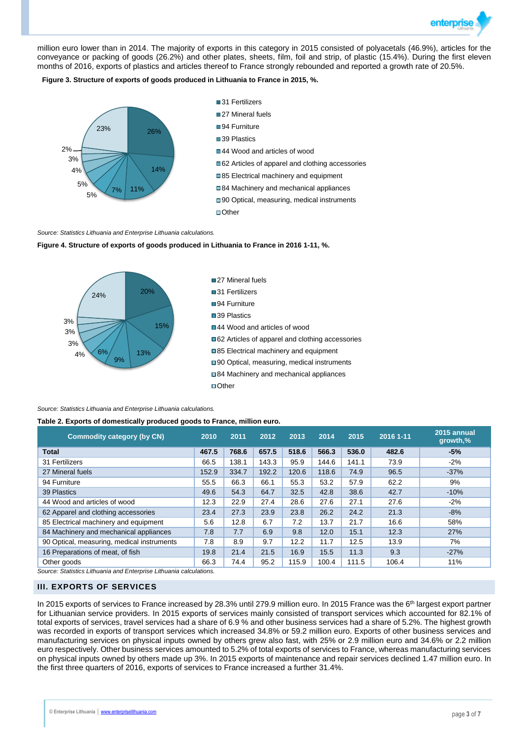million euro lower than in 2014. The majority of exports in this category in 2015 consisted of polyacetals (46.9%), articles for the conveyance or packing of goods (26.2%) and other plates, sheets, film, foil and strip, of plastic (15.4%). During the first eleven months of 2016, exports of plastics and articles thereof to France strongly rebounded and reported a growth rate of 20.5%.

**Figure 3. Structure of exports of goods produced in Lithuania to France in 2015, %.**

- 31 Fertilizers – 26%
- 27 Mineral fuels – 14%
- 94 Furniture – 11%
- 39 Plastics – 7%
- 44 Wood and articles of wood – 5%
- 62 Articles of apparel and clothing accessories – 5%
- 85 Electrical machinery and equipment – 4%
- 84 Machinery and mechanical appliances – 3%
- 90 Optical, measuring, medical instruments – 2%
- Other – 23%

*Source: Statistics Lithuania and Enterprise Lithuania calculations.*

**Figure 4. Structure of exports of goods produced in Lithuania to France in 2016 1-11, %.**

- 27 Mineral fuels – 20%
- 31 Fertilizers – 15%
- 94 Furniture – 13%
- 39 Plastics – 9%
- 44 Wood and articles of wood – 6%
- 62 Articles of apparel and clothing accessories – 4%
- 85 Electrical machinery and equipment – 3%
- 90 Optical, measuring, medical instruments – 3%
- 84 Machinery and mechanical appliances – 3%
- Other – 24%

*Source: Statistics Lithuania and Enterprise Lithuania calculations.*

**Table 2. Exports of domestically produced goods to France, million euro.**

| Commodity category (by CN) | 2010 | 2011 | 2012 | 2013 | 2014 | 2015 | 2016 1-11 | 2015 annual growth,% |
|---|---|---|---|---|---|---|---|---|
| **Total** | **467.5** | **768.6** | **657.5** | **518.6** | **566.3** | **536.0** | **482.6** | **-5%** |
| 31 Fertilizers | 66.5 | 138.1 | 143.3 | 95.9 | 144.6 | 141.1 | 73.9 | -2% |
| 27 Mineral fuels | 152.9 | 334.7 | 192.2 | 120.6 | 118.6 | 74.9 | 96.5 | -37% |
| 94 Furniture | 55.5 | 66.3 | 66.1 | 55.3 | 53.2 | 57.9 | 62.2 | 9% |
| 39 Plastics | 49.6 | 54.3 | 64.7 | 32.5 | 42.8 | 38.6 | 42.7 | -10% |
| 44 Wood and articles of wood | 12.3 | 22.9 | 27.4 | 28.6 | 27.6 | 27.1 | 27.6 | -2% |
| 62 Apparel and clothing accessories | 23.4 | 27.3 | 23.9 | 23.8 | 26.2 | 24.2 | 21.3 | -8% |
| 85 Electrical machinery and equipment | 5.6 | 12.8 | 6.7 | 7.2 | 13.7 | 21.7 | 16.6 | 58% |
| 84 Machinery and mechanical appliances | 7.8 | 7.7 | 6.9 | 9.8 | 12.0 | 15.1 | 12.3 | 27% |
| 90 Optical, measuring, medical instruments | 7.8 | 8.9 | 9.7 | 12.2 | 11.7 | 12.5 | 13.9 | 7% |
| 16 Preparations of meat, of fish | 19.8 | 21.4 | 21.5 | 16.9 | 15.5 | 11.3 | 9.3 | -27% |
| Other goods | 66.3 | 74.4 | 95.2 | 115.9 | 100.4 | 111.5 | 106.4 | 11% |

*Source: Statistics Lithuania and Enterprise Lithuania calculations.*

## III. EXPORTS OF SERVICES

In 2015 exports of services to France increased by 28.3% until 279.9 million euro. In 2015 France was the 6th largest export partner for Lithuanian service providers. In 2015 exports of services mainly consisted of transport services which accounted for 82.1% of total exports of services, travel services had a share of 6.9 % and other business services had a share of 5.2%. The highest growth was recorded in exports of transport services which increased 34.8% or 59.2 million euro. Exports of other business services and manufacturing services on physical inputs owned by others grew also fast, with 25% or 2.9 million euro and 34.6% or 2.2 million euro respectively. Other business services amounted to 5.2% of total exports of services to France, whereas manufacturing services on physical inputs owned by others made up 3%. In 2015 exports of maintenance and repair services declined 1.47 million euro. In the first three quarters of 2016, exports of services to France increased a further 31.4%.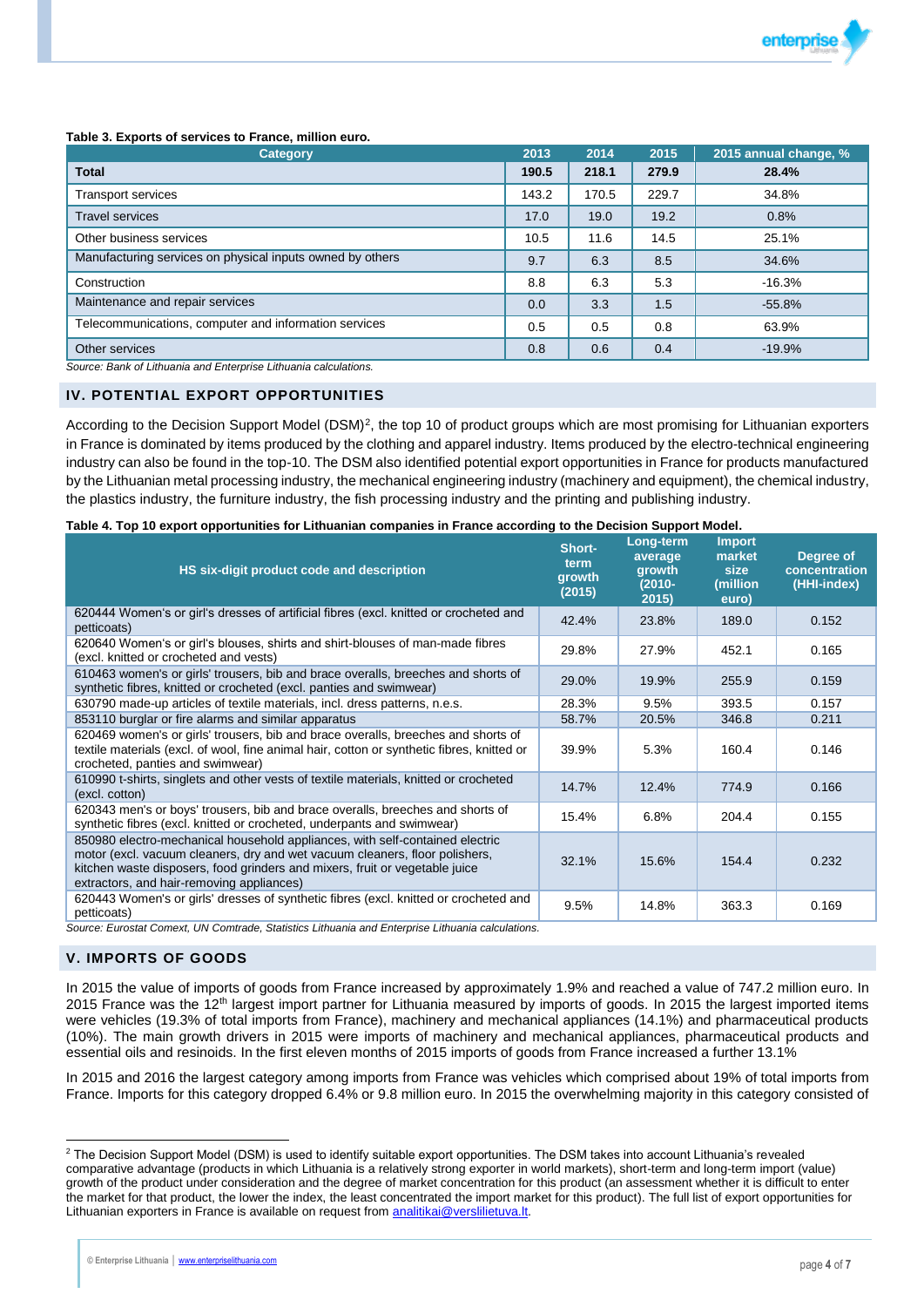**Table 3. Exports of services to France, million euro.**

| Category | 2013 | 2014 | 2015 | 2015 annual change, % |
|---|---|---|---|---|
| **Total** | **190.5** | **218.1** | **279.9** | **28.4%** |
| Transport services | 143.2 | 170.5 | 229.7 | 34.8% |
| Travel services | 17.0 | 19.0 | 19.2 | 0.8% |
| Other business services | 10.5 | 11.6 | 14.5 | 25.1% |
| Manufacturing services on physical inputs owned by others | 9.7 | 6.3 | 8.5 | 34.6% |
| Construction | 8.8 | 6.3 | 5.3 | -16.3% |
| Maintenance and repair services | 0.0 | 3.3 | 1.5 | -55.8% |
| Telecommunications, computer and information services | 0.5 | 0.5 | 0.8 | 63.9% |
| Other services | 0.8 | 0.6 | 0.4 | -19.9% |

*Source: Bank of Lithuania and Enterprise Lithuania calculations.*

## IV. POTENTIAL EXPORT OPPORTUNITIES

According to the Decision Support Model (DSM)[2], the top 10 of product groups which are most promising for Lithuanian exporters in France is dominated by items produced by the clothing and apparel industry. Items produced by the electro-technical engineering industry can also be found in the top-10. The DSM also identified potential export opportunities in France for products manufactured by the Lithuanian metal processing industry, the mechanical engineering industry (machinery and equipment), the chemical industry, the plastics industry, the furniture industry, the fish processing industry and the printing and publishing industry.

**Table 4. Top 10 export opportunities for Lithuanian companies in France according to the Decision Support Model.**

| HS six-digit product code and description | Short-term growth (2015) | Long-term average growth (2010-2015) | Import market size (million euro) | Degree of concentration (HHI-index) |
|---|---|---|---|---|
| 620444 Women's or girl's dresses of artificial fibres (excl. knitted or crocheted and petticoats) | 42.4% | 23.8% | 189.0 | 0.152 |
| 620640 Women's or girl's blouses, shirts and shirt-blouses of man-made fibres (excl. knitted or crocheted and vests) | 29.8% | 27.9% | 452.1 | 0.165 |
| 610463 women's or girls' trousers, bib and brace overalls, breeches and shorts of synthetic fibres, knitted or crocheted (excl. panties and swimwear) | 29.0% | 19.9% | 255.9 | 0.159 |
| 630790 made-up articles of textile materials, incl. dress patterns, n.e.s. | 28.3% | 9.5% | 393.5 | 0.157 |
| 853110 burglar or fire alarms and similar apparatus | 58.7% | 20.5% | 346.8 | 0.211 |
| 620469 women's or girls' trousers, bib and brace overalls, breeches and shorts of textile materials (excl. of wool, fine animal hair, cotton or synthetic fibres, knitted or crocheted, panties and swimwear) | 39.9% | 5.3% | 160.4 | 0.146 |
| 610990 t-shirts, singlets and other vests of textile materials, knitted or crocheted (excl. cotton) | 14.7% | 12.4% | 774.9 | 0.166 |
| 620343 men's or boys' trousers, bib and brace overalls, breeches and shorts of synthetic fibres (excl. knitted or crocheted, underpants and swimwear) | 15.4% | 6.8% | 204.4 | 0.155 |
| 850980 electro-mechanical household appliances, with self-contained electric motor (excl. vacuum cleaners, dry and wet vacuum cleaners, floor polishers, kitchen waste disposers, food grinders and mixers, fruit or vegetable juice extractors, and hair-removing appliances) | 32.1% | 15.6% | 154.4 | 0.232 |
| 620443 Women's or girls' dresses of synthetic fibres (excl. knitted or crocheted and petticoats) | 9.5% | 14.8% | 363.3 | 0.169 |

*Source: Eurostat Comext, UN Comtrade, Statistics Lithuania and Enterprise Lithuania calculations.*

## V. IMPORTS OF GOODS

In 2015 the value of imports of goods from France increased by approximately 1.9% and reached a value of 747.2 million euro. In 2015 France was the 12th largest import partner for Lithuania measured by imports of goods. In 2015 the largest imported items were vehicles (19.3% of total imports from France), machinery and mechanical appliances (14.1%) and pharmaceutical products (10%). The main growth drivers in 2015 were imports of machinery and mechanical appliances, pharmaceutical products and essential oils and resinoids. In the first eleven months of 2015 imports of goods from France increased a further 13.1%.

In 2015 and 2016 the largest category among imports from France was vehicles which comprised about 19% of total imports from France. Imports for this category dropped 6.4% or 9.8 million euro. In 2015 the overwhelming majority in this category consisted of

---

[2] The Decision Support Model (DSM) is used to identify suitable export opportunities. The DSM takes into account Lithuania's revealed comparative advantage (products in which Lithuania is a relatively strong exporter in world markets), short-term and long-term import (value) growth of the product under consideration and the degree of market concentration for this product (an assessment whether it is difficult to enter the market for that product, the lower the index, the least concentrated the import market for this product). The full list of export opportunities for Lithuanian exporters in France is available on request from analitikai@verslilietuva.lt.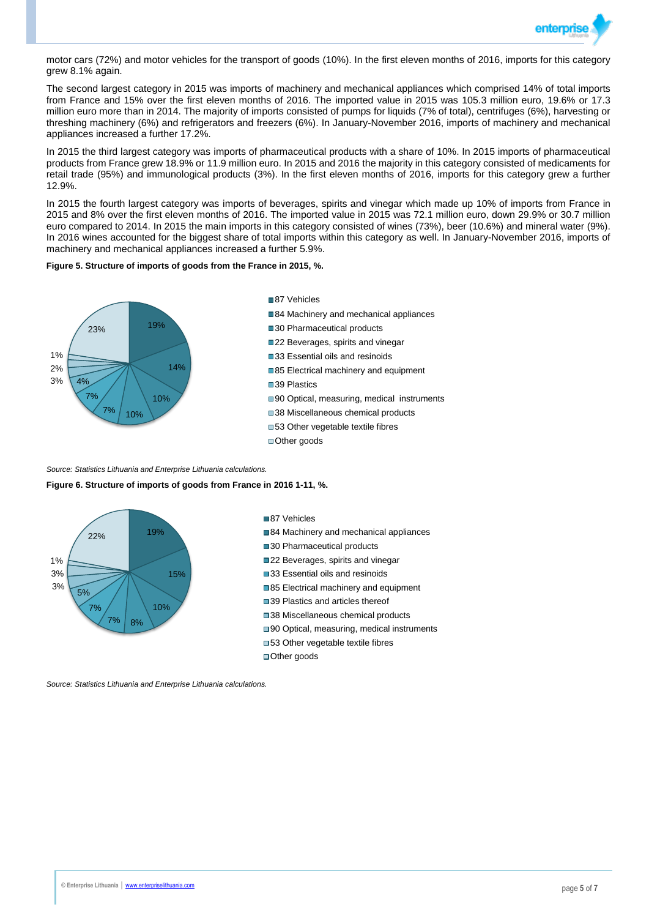motor cars (72%) and motor vehicles for the transport of goods (10%). In the first eleven months of 2016, imports for this category grew 8.1% again.

The second largest category in 2015 was imports of machinery and mechanical appliances which comprised 14% of total imports from France and 15% over the first eleven months of 2016. The imported value in 2015 was 105.3 million euro, 19.6% or 17.3 million euro more than in 2014. The majority of imports consisted of pumps for liquids (7% of total), centrifuges (6%), harvesting or threshing machinery (6%) and refrigerators and freezers (6%). In January-November 2016, imports of machinery and mechanical appliances increased a further 17.2%.

In 2015 the third largest category was imports of pharmaceutical products with a share of 10%. In 2015 imports of pharmaceutical products from France grew 18.9% or 11.9 million euro. In 2015 and 2016 the majority in this category consisted of medicaments for retail trade (95%) and immunological products (3%). In the first eleven months of 2016, imports for this category grew a further 12.9%.

In 2015 the fourth largest category was imports of beverages, spirits and vinegar which made up 10% of imports from France in 2015 and 8% over the first eleven months of 2016. The imported value in 2015 was 72.1 million euro, down 29.9% or 30.7 million euro compared to 2014. In 2015 the main imports in this category consisted of wines (73%), beer (10.6%) and mineral water (9%). In 2016 wines accounted for the biggest share of total imports within this category as well. In January-November 2016, imports of machinery and mechanical appliances increased a further 5.9%.

**Figure 5. Structure of imports of goods from the France in 2015, %.**

| Category | % |
|---|---|
| 87 Vehicles | 19% |
| 84 Machinery and mechanical appliances | 14% |
| 30 Pharmaceutical products | 10% |
| 22 Beverages, spirits and vinegar | 10% |
| 33 Essential oils and resinoids | 7% |
| 85 Electrical machinery and equipment | 7% |
| 39 Plastics | 4% |
| 90 Optical, measuring, medical instruments | 3% |
| 38 Miscellaneous chemical products | 2% |
| 53 Other vegetable textile fibres | 1% |
| Other goods | 23% |

*Source: Statistics Lithuania and Enterprise Lithuania calculations.*

**Figure 6. Structure of imports of goods from France in 2016 1-11, %.**

| Category | % |
|---|---|
| 87 Vehicles | 19% |
| 84 Machinery and mechanical appliances | 15% |
| 30 Pharmaceutical products | 10% |
| 22 Beverages, spirits and vinegar | 8% |
| 33 Essential oils and resinoids | 7% |
| 85 Electrical machinery and equipment | 7% |
| 39 Plastics and articles thereof | 5% |
| 38 Miscellaneous chemical products | 3% |
| 90 Optical, measuring, medical instruments | 3% |
| 53 Other vegetable textile fibres | 1% |
| Other goods | 22% |

*Source: Statistics Lithuania and Enterprise Lithuania calculations.*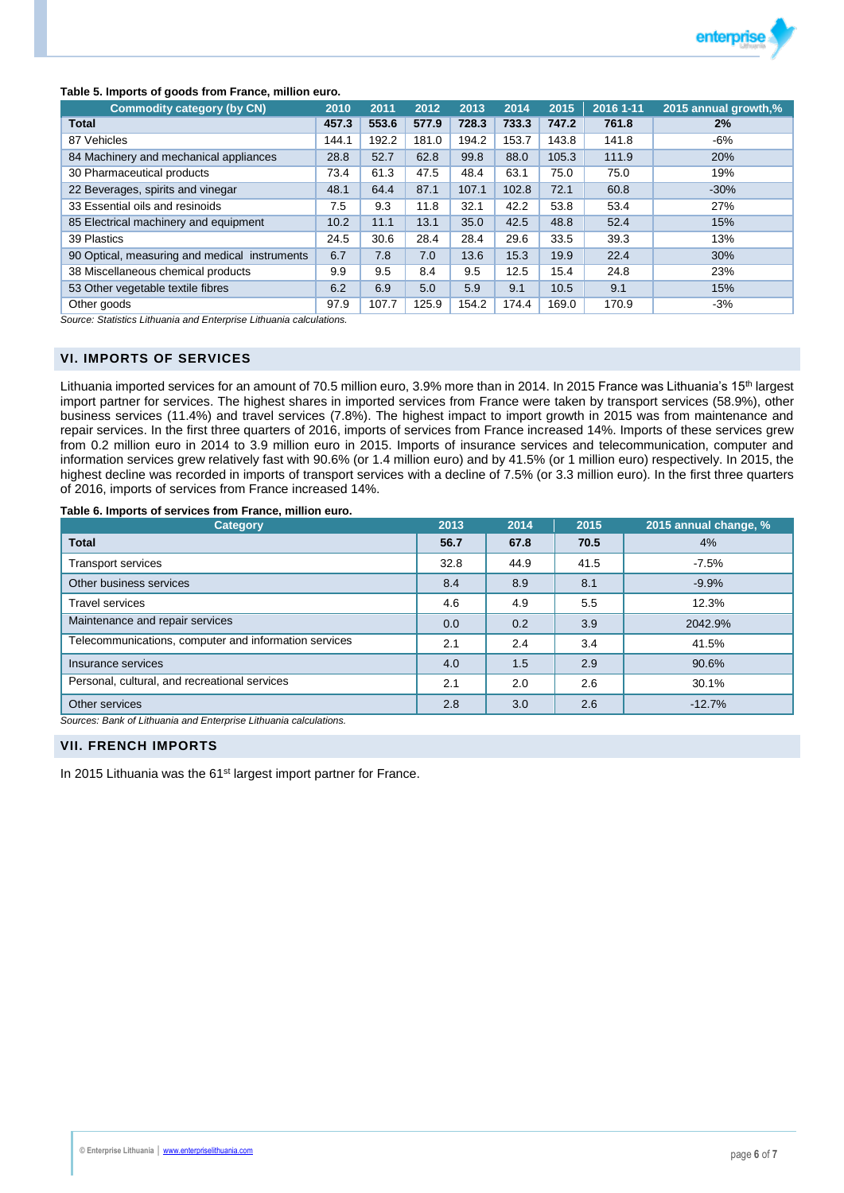**Table 5. Imports of goods from France, million euro.**

| Commodity category (by CN) | 2010 | 2011 | 2012 | 2013 | 2014 | 2015 | 2016 1-11 | 2015 annual growth,% |
|---|---|---|---|---|---|---|---|---|
| **Total** | **457.3** | **553.6** | **577.9** | **728.3** | **733.3** | **747.2** | **761.8** | **2%** |
| 87 Vehicles | 144.1 | 192.2 | 181.0 | 194.2 | 153.7 | 143.8 | 141.8 | -6% |
| 84 Machinery and mechanical appliances | 28.8 | 52.7 | 62.8 | 99.8 | 88.0 | 105.3 | 111.9 | 20% |
| 30 Pharmaceutical products | 73.4 | 61.3 | 47.5 | 48.4 | 63.1 | 75.0 | 75.0 | 19% |
| 22 Beverages, spirits and vinegar | 48.1 | 64.4 | 87.1 | 107.1 | 102.8 | 72.1 | 60.8 | -30% |
| 33 Essential oils and resinoids | 7.5 | 9.3 | 11.8 | 32.1 | 42.2 | 53.8 | 53.4 | 27% |
| 85 Electrical machinery and equipment | 10.2 | 11.1 | 13.1 | 35.0 | 42.5 | 48.8 | 52.4 | 15% |
| 39 Plastics | 24.5 | 30.6 | 28.4 | 28.4 | 29.6 | 33.5 | 39.3 | 13% |
| 90 Optical, measuring and medical instruments | 6.7 | 7.8 | 7.0 | 13.6 | 15.3 | 19.9 | 22.4 | 30% |
| 38 Miscellaneous chemical products | 9.9 | 9.5 | 8.4 | 9.5 | 12.5 | 15.4 | 24.8 | 23% |
| 53 Other vegetable textile fibres | 6.2 | 6.9 | 5.0 | 5.9 | 9.1 | 10.5 | 9.1 | 15% |
| Other goods | 97.9 | 107.7 | 125.9 | 154.2 | 174.4 | 169.0 | 170.9 | -3% |

*Source: Statistics Lithuania and Enterprise Lithuania calculations.*

## VI. IMPORTS OF SERVICES

Lithuania imported services for an amount of 70.5 million euro, 3.9% more than in 2014. In 2015 France was Lithuania's 15th largest import partner for services. The highest shares in imported services from France were taken by transport services (58.9%), other business services (11.4%) and travel services (7.8%). The highest impact to import growth in 2015 was from maintenance and repair services. In the first three quarters of 2016, imports of services from France increased 14%. Imports of these services grew from 0.2 million euro in 2014 to 3.9 million euro in 2015. Imports of insurance services and telecommunication, computer and information services grew relatively fast with 90.6% (or 1.4 million euro) and by 41.5% (or 1 million euro) respectively. In 2015, the highest decline was recorded in imports of transport services with a decline of 7.5% (or 3.3 million euro). In the first three quarters of 2016, imports of services from France increased 14%.

**Table 6. Imports of services from France, million euro.**

| Category | 2013 | 2014 | 2015 | 2015 annual change, % |
|---|---|---|---|---|
| **Total** | **56.7** | **67.8** | **70.5** | 4% |
| Transport services | 32.8 | 44.9 | 41.5 | -7.5% |
| Other business services | 8.4 | 8.9 | 8.1 | -9.9% |
| Travel services | 4.6 | 4.9 | 5.5 | 12.3% |
| Maintenance and repair services | 0.0 | 0.2 | 3.9 | 2042.9% |
| Telecommunications, computer and information services | 2.1 | 2.4 | 3.4 | 41.5% |
| Insurance services | 4.0 | 1.5 | 2.9 | 90.6% |
| Personal, cultural, and recreational services | 2.1 | 2.0 | 2.6 | 30.1% |
| Other services | 2.8 | 3.0 | 2.6 | -12.7% |

*Sources: Bank of Lithuania and Enterprise Lithuania calculations.*

## VII. FRENCH IMPORTS

In 2015 Lithuania was the 61st largest import partner for France.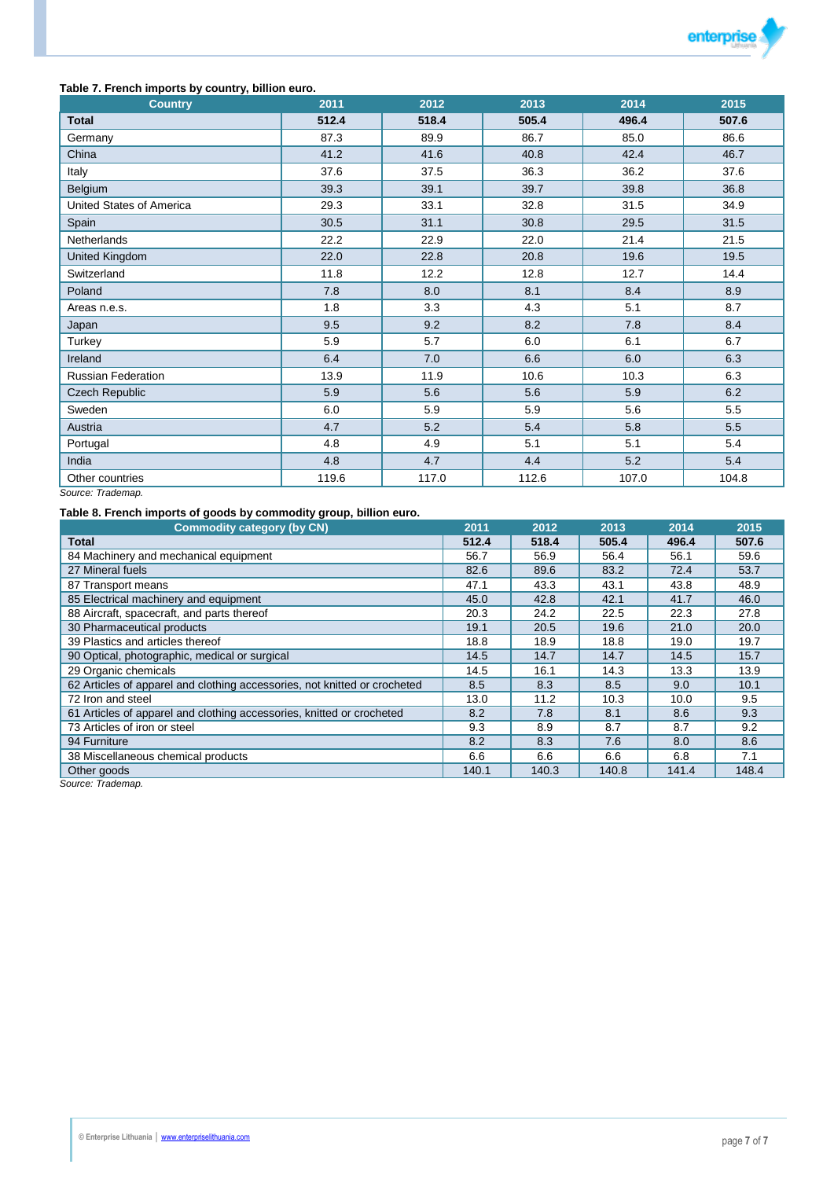**Table 7. French imports by country, billion euro.**

| Country | 2011 | 2012 | 2013 | 2014 | 2015 |
|---|---|---|---|---|---|
| **Total** | **512.4** | **518.4** | **505.4** | **496.4** | **507.6** |
| Germany | 87.3 | 89.9 | 86.7 | 85.0 | 86.6 |
| China | 41.2 | 41.6 | 40.8 | 42.4 | 46.7 |
| Italy | 37.6 | 37.5 | 36.3 | 36.2 | 37.6 |
| Belgium | 39.3 | 39.1 | 39.7 | 39.8 | 36.8 |
| United States of America | 29.3 | 33.1 | 32.8 | 31.5 | 34.9 |
| Spain | 30.5 | 31.1 | 30.8 | 29.5 | 31.5 |
| Netherlands | 22.2 | 22.9 | 22.0 | 21.4 | 21.5 |
| United Kingdom | 22.0 | 22.8 | 20.8 | 19.6 | 19.5 |
| Switzerland | 11.8 | 12.2 | 12.8 | 12.7 | 14.4 |
| Poland | 7.8 | 8.0 | 8.1 | 8.4 | 8.9 |
| Areas n.e.s. | 1.8 | 3.3 | 4.3 | 5.1 | 8.7 |
| Japan | 9.5 | 9.2 | 8.2 | 7.8 | 8.4 |
| Turkey | 5.9 | 5.7 | 6.0 | 6.1 | 6.7 |
| Ireland | 6.4 | 7.0 | 6.6 | 6.0 | 6.3 |
| Russian Federation | 13.9 | 11.9 | 10.6 | 10.3 | 6.3 |
| Czech Republic | 5.9 | 5.6 | 5.6 | 5.9 | 6.2 |
| Sweden | 6.0 | 5.9 | 5.9 | 5.6 | 5.5 |
| Austria | 4.7 | 5.2 | 5.4 | 5.8 | 5.5 |
| Portugal | 4.8 | 4.9 | 5.1 | 5.1 | 5.4 |
| India | 4.8 | 4.7 | 4.4 | 5.2 | 5.4 |
| Other countries | 119.6 | 117.0 | 112.6 | 107.0 | 104.8 |

*Source: Trademap.*

**Table 8. French imports of goods by commodity group, billion euro.**

| Commodity category (by CN) | 2011 | 2012 | 2013 | 2014 | 2015 |
|---|---|---|---|---|---|
| **Total** | **512.4** | **518.4** | **505.4** | **496.4** | **507.6** |
| 84 Machinery and mechanical equipment | 56.7 | 56.9 | 56.4 | 56.1 | 59.6 |
| 27 Mineral fuels | 82.6 | 89.6 | 83.2 | 72.4 | 53.7 |
| 87 Transport means | 47.1 | 43.3 | 43.1 | 43.8 | 48.9 |
| 85 Electrical machinery and equipment | 45.0 | 42.8 | 42.1 | 41.7 | 46.0 |
| 88 Aircraft, spacecraft, and parts thereof | 20.3 | 24.2 | 22.5 | 22.3 | 27.8 |
| 30 Pharmaceutical products | 19.1 | 20.5 | 19.6 | 21.0 | 20.0 |
| 39 Plastics and articles thereof | 18.8 | 18.9 | 18.8 | 19.0 | 19.7 |
| 90 Optical, photographic, medical or surgical | 14.5 | 14.7 | 14.7 | 14.5 | 15.7 |
| 29 Organic chemicals | 14.5 | 16.1 | 14.3 | 13.3 | 13.9 |
| 62 Articles of apparel and clothing accessories, not knitted or crocheted | 8.5 | 8.3 | 8.5 | 9.0 | 10.1 |
| 72 Iron and steel | 13.0 | 11.2 | 10.3 | 10.0 | 9.5 |
| 61 Articles of apparel and clothing accessories, knitted or crocheted | 8.2 | 7.8 | 8.1 | 8.6 | 9.3 |
| 73 Articles of iron or steel | 9.3 | 8.9 | 8.7 | 8.7 | 9.2 |
| 94 Furniture | 8.2 | 8.3 | 7.6 | 8.0 | 8.6 |
| 38 Miscellaneous chemical products | 6.6 | 6.6 | 6.6 | 6.8 | 7.1 |
| Other goods | 140.1 | 140.3 | 140.8 | 141.4 | 148.4 |

*Source: Trademap.*